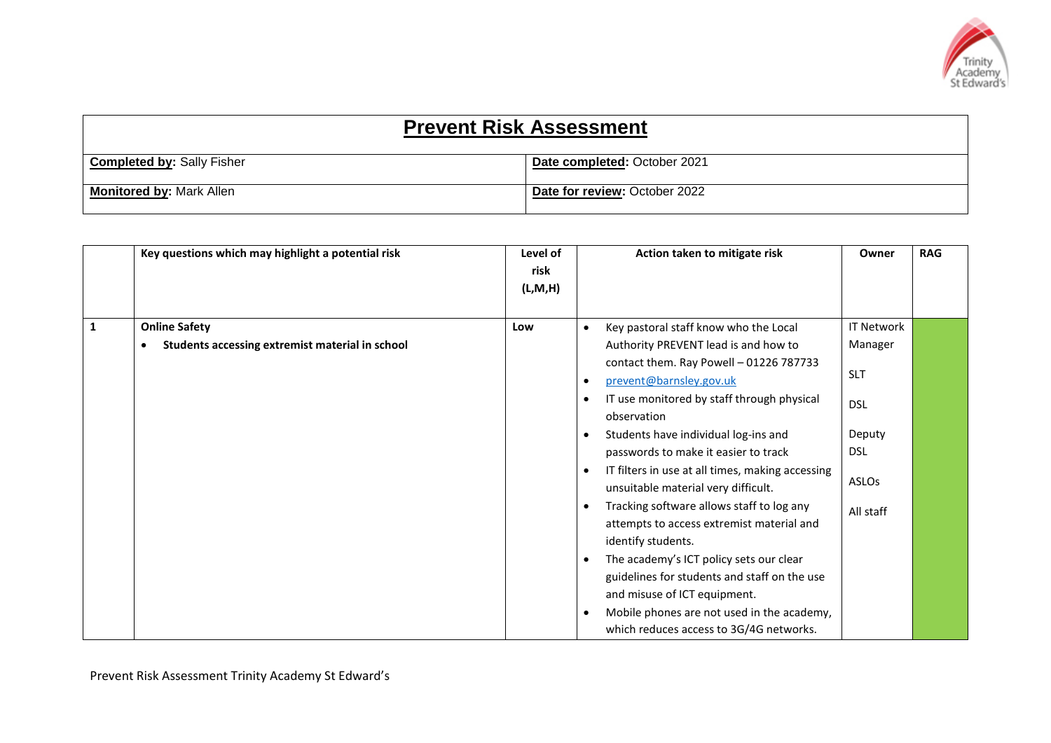# Prevent Risk Assessment

| **Completed by:** Sally Fisher | **Date completed:** October 2021 |
|---|---|
| **Monitored by:** Mark Allen | **Date for review:** October 2022 |

| | Key questions which may highlight a potential risk | Level of risk (L,M,H) | Action taken to mitigate risk | Owner | RAG |
|---|---|---|---|---|---|
| 1 | **Online Safety**<br>• **Students accessing extremist material in school** | Low | • Key pastoral staff know who the Local Authority PREVENT lead is and how to contact them. Ray Powell – 01226 787733<br>• prevent@barnsley.gov.uk<br>• IT use monitored by staff through physical observation<br>• Students have individual log-ins and passwords to make it easier to track<br>• IT filters in use at all times, making accessing unsuitable material very difficult.<br>• Tracking software allows staff to log any attempts to access extremist material and identify students.<br>• The academy's ICT policy sets our clear guidelines for students and staff on the use and misuse of ICT equipment.<br>• Mobile phones are not used in the academy, which reduces access to 3G/4G networks. | IT Network Manager<br>SLT<br>DSL<br>Deputy DSL<br>ASLOs<br>All staff | Green |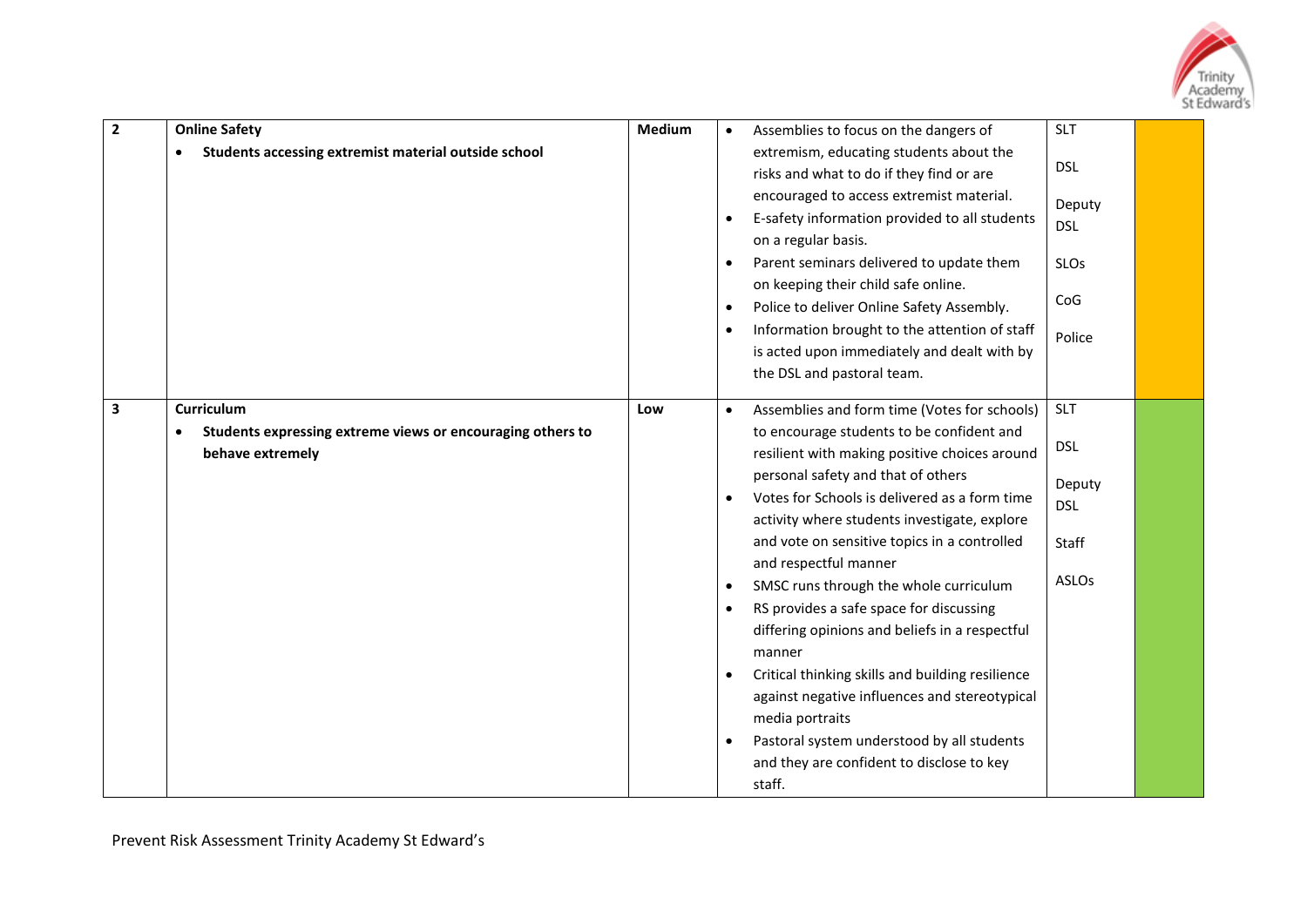| 2 | **Online Safety**<br>• **Students accessing extremist material outside school** | **Medium** | • Assemblies to focus on the dangers of extremism, educating students about the risks and what to do if they find or are encouraged to access extremist material.<br>• E-safety information provided to all students on a regular basis.<br>• Parent seminars delivered to update them on keeping their child safe online.<br>• Police to deliver Online Safety Assembly.<br>• Information brought to the attention of staff is acted upon immediately and dealt with by the DSL and pastoral team. | SLT<br>DSL<br>Deputy DSL<br>SLOs<br>CoG<br>Police | |
|---|---|---|---|---|---|
| 3 | **Curriculum**<br>• **Students expressing extreme views or encouraging others to behave extremely** | **Low** | • Assemblies and form time (Votes for schools) to encourage students to be confident and resilient with making positive choices around personal safety and that of others<br>• Votes for Schools is delivered as a form time activity where students investigate, explore and vote on sensitive topics in a controlled and respectful manner<br>• SMSC runs through the whole curriculum<br>• RS provides a safe space for discussing differing opinions and beliefs in a respectful manner<br>• Critical thinking skills and building resilience against negative influences and stereotypical media portraits<br>• Pastoral system understood by all students and they are confident to disclose to key staff. | SLT<br>DSL<br>Deputy DSL<br>Staff<br>ASLOs | |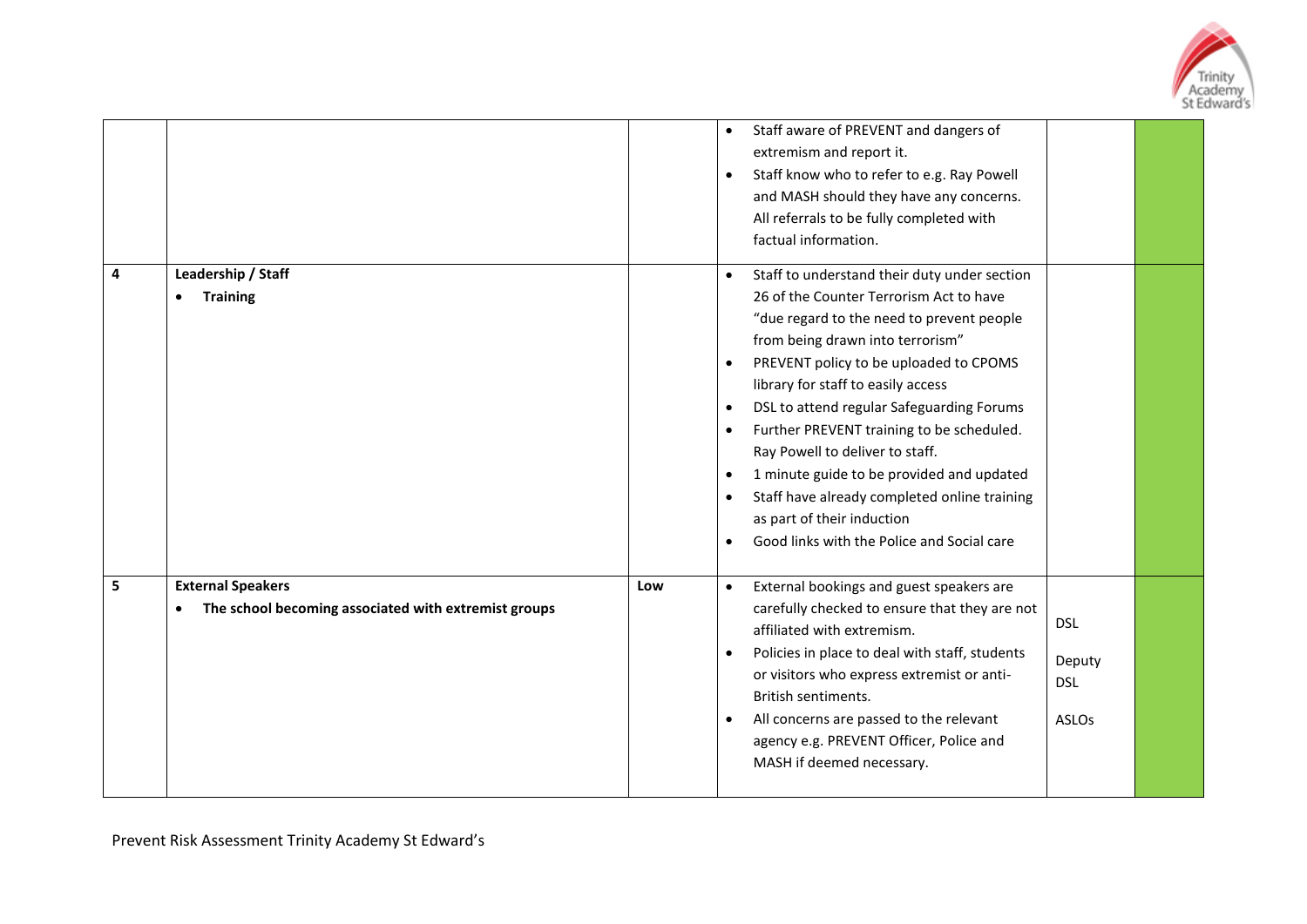| | | | | | |
|---|---|---|---|---|---|
| | | | • Staff aware of PREVENT and dangers of extremism and report it.<br>• Staff know who to refer to e.g. Ray Powell and MASH should they have any concerns. All referrals to be fully completed with factual information. | | |
| 4 | **Leadership / Staff**<br>• **Training** | | • Staff to understand their duty under section 26 of the Counter Terrorism Act to have "due regard to the need to prevent people from being drawn into terrorism"<br>• PREVENT policy to be uploaded to CPOMS library for staff to easily access<br>• DSL to attend regular Safeguarding Forums<br>• Further PREVENT training to be scheduled. Ray Powell to deliver to staff.<br>• 1 minute guide to be provided and updated<br>• Staff have already completed online training as part of their induction<br>• Good links with the Police and Social care | | |
| 5 | **External Speakers**<br>• **The school becoming associated with extremist groups** | **Low** | • External bookings and guest speakers are carefully checked to ensure that they are not affiliated with extremism.<br>• Policies in place to deal with staff, students or visitors who express extremist or anti-British sentiments.<br>• All concerns are passed to the relevant agency e.g. PREVENT Officer, Police and MASH if deemed necessary. | DSL<br>Deputy DSL<br>ASLOs | |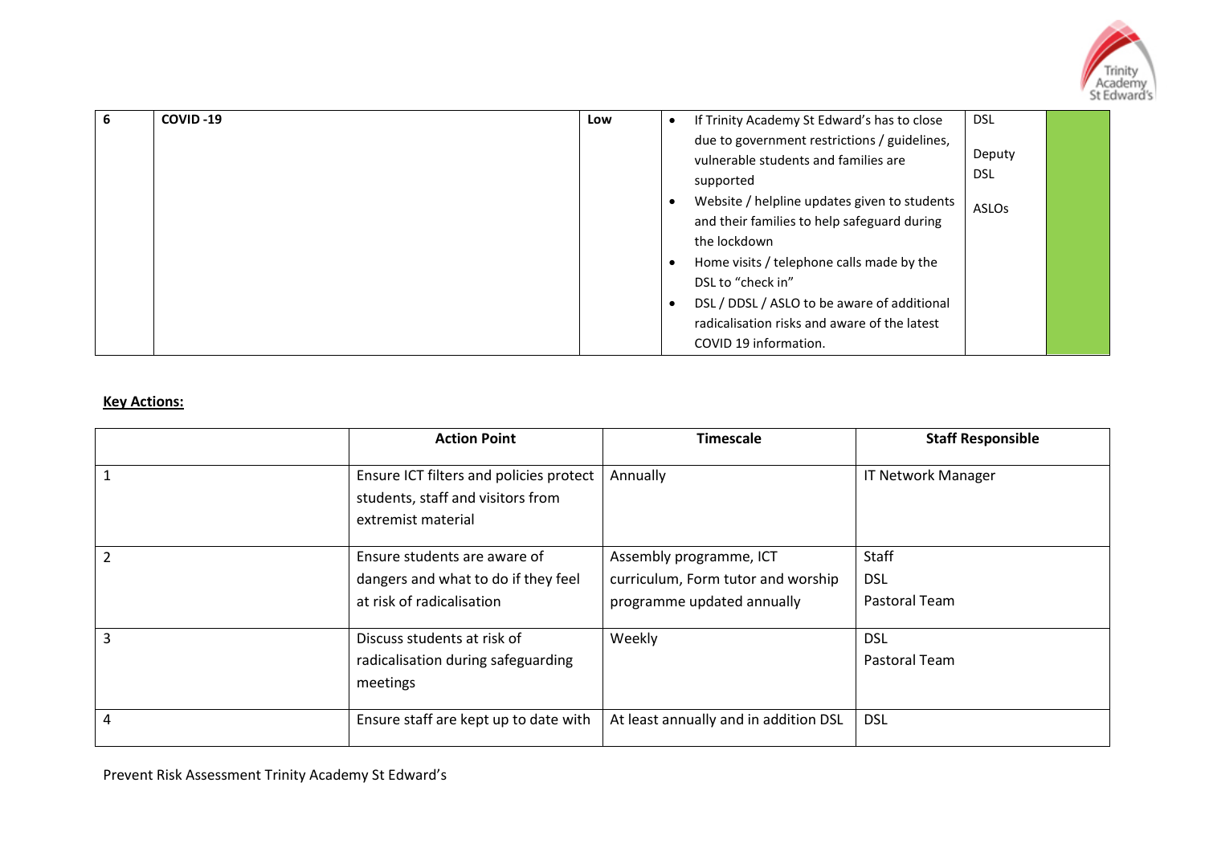| 6 | **COVID -19** | **Low** | <ul><li>If Trinity Academy St Edward's has to close due to government restrictions / guidelines, vulnerable students and families are supported</li><li>Website / helpline updates given to students and their families to help safeguard during the lockdown</li><li>Home visits / telephone calls made by the DSL to "check in"</li><li>DSL / DDSL / ASLO to be aware of additional radicalisation risks and aware of the latest COVID 19 information.</li></ul> | DSL<br><br>Deputy DSL<br><br>ASLOs | |
|---|---|---|---|---|---|

**Key Actions:**

| | Action Point | Timescale | Staff Responsible |
|---|---|---|---|
| 1 | Ensure ICT filters and policies protect students, staff and visitors from extremist material | Annually | IT Network Manager |
| 2 | Ensure students are aware of dangers and what to do if they feel at risk of radicalisation | Assembly programme, ICT curriculum, Form tutor and worship programme updated annually | Staff<br>DSL<br>Pastoral Team |
| 3 | Discuss students at risk of radicalisation during safeguarding meetings | Weekly | DSL<br>Pastoral Team |
| 4 | Ensure staff are kept up to date with | At least annually and in addition DSL | DSL |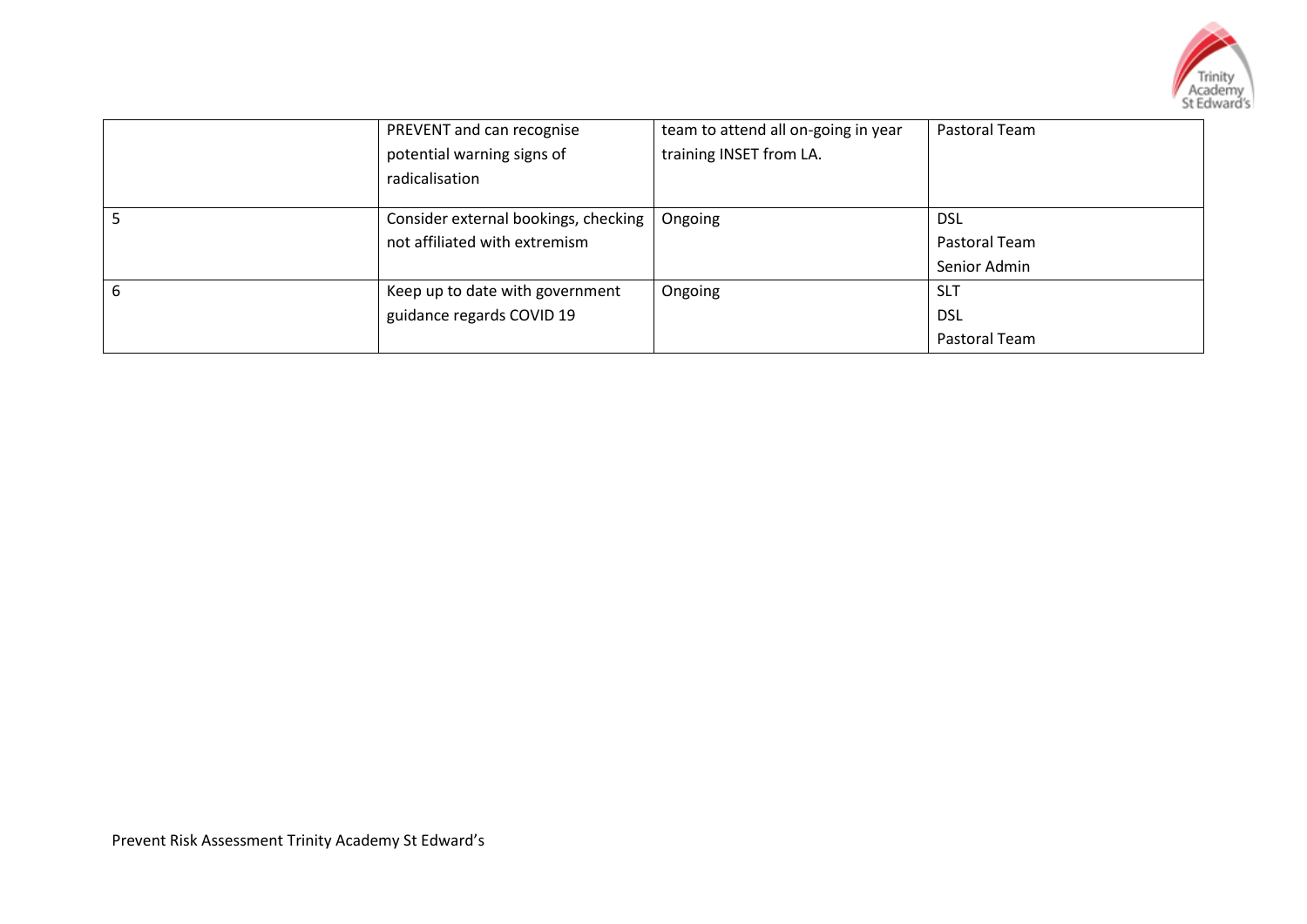| | | | |
|---|---|---|---|
| | PREVENT and can recognise potential warning signs of radicalisation | team to attend all on-going in year training INSET from LA. | Pastoral Team |
| 5 | Consider external bookings, checking not affiliated with extremism | Ongoing | DSL<br>Pastoral Team<br>Senior Admin |
| 6 | Keep up to date with government guidance regards COVID 19 | Ongoing | SLT<br>DSL<br>Pastoral Team |